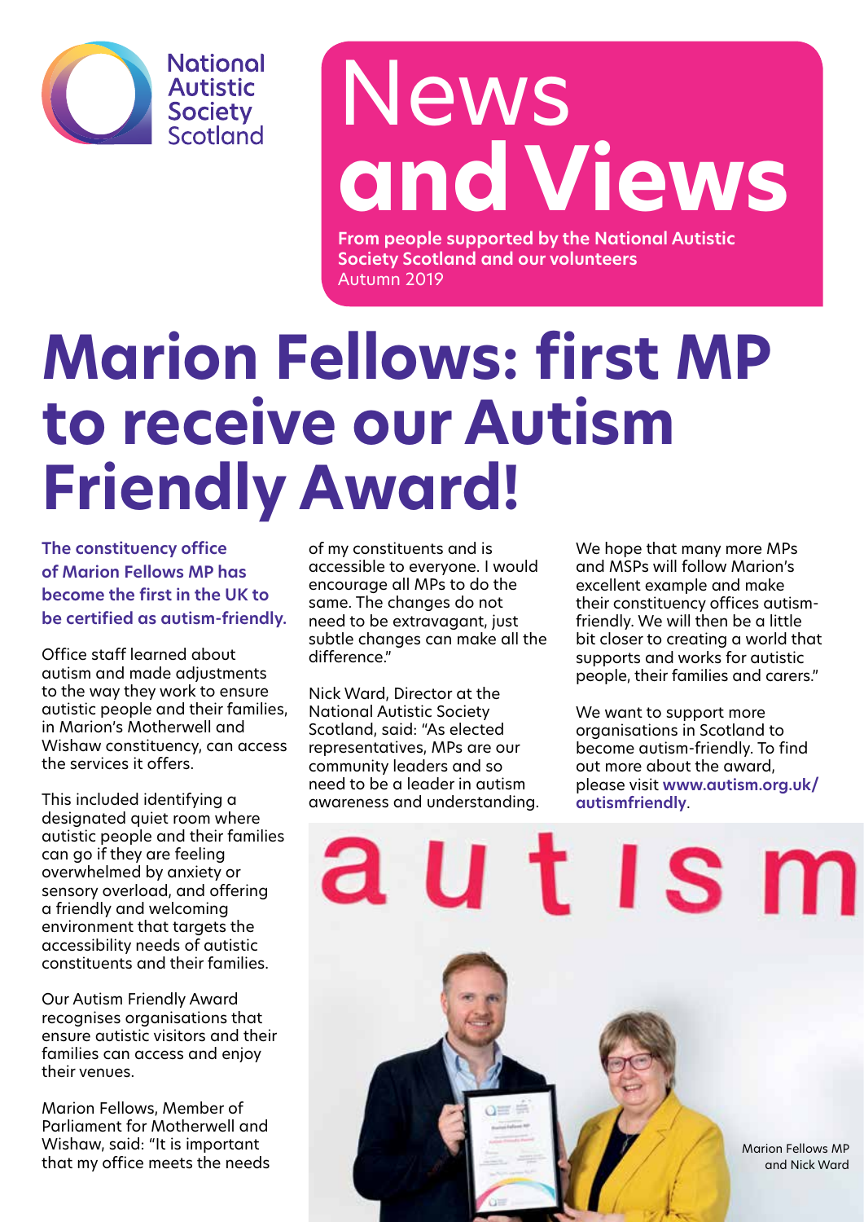National Autistic Society Scotland

# News and Views

**From people supported by the National Autistic Society Scotland and our volunteers**
Autumn 2019

# Marion Fellows: first MP to receive our Autism Friendly Award!

**The constituency office of Marion Fellows MP has become the first in the UK to be certified as autism-friendly.**

Office staff learned about autism and made adjustments to the way they work to ensure autistic people and their families, in Marion's Motherwell and Wishaw constituency, can access the services it offers.

This included identifying a designated quiet room where autistic people and their families can go if they are feeling overwhelmed by anxiety or sensory overload, and offering a friendly and welcoming environment that targets the accessibility needs of autistic constituents and their families.

Our Autism Friendly Award recognises organisations that ensure autistic visitors and their families can access and enjoy their venues.

Marion Fellows, Member of Parliament for Motherwell and Wishaw, said: "It is important that my office meets the needs of my constituents and is accessible to everyone. I would encourage all MPs to do the same. The changes do not need to be extravagant, just subtle changes can make all the difference."

Nick Ward, Director at the National Autistic Society Scotland, said: "As elected representatives, MPs are our community leaders and so need to be a leader in autism awareness and understanding. We hope that many more MPs and MSPs will follow Marion's excellent example and make their constituency offices autism-friendly. We will then be a little bit closer to creating a world that supports and works for autistic people, their families and carers."

We want to support more organisations in Scotland to become autism-friendly. To find out more about the award, please visit **www.autism.org.uk/autismfriendly**.

Marion Fellows MP and Nick Ward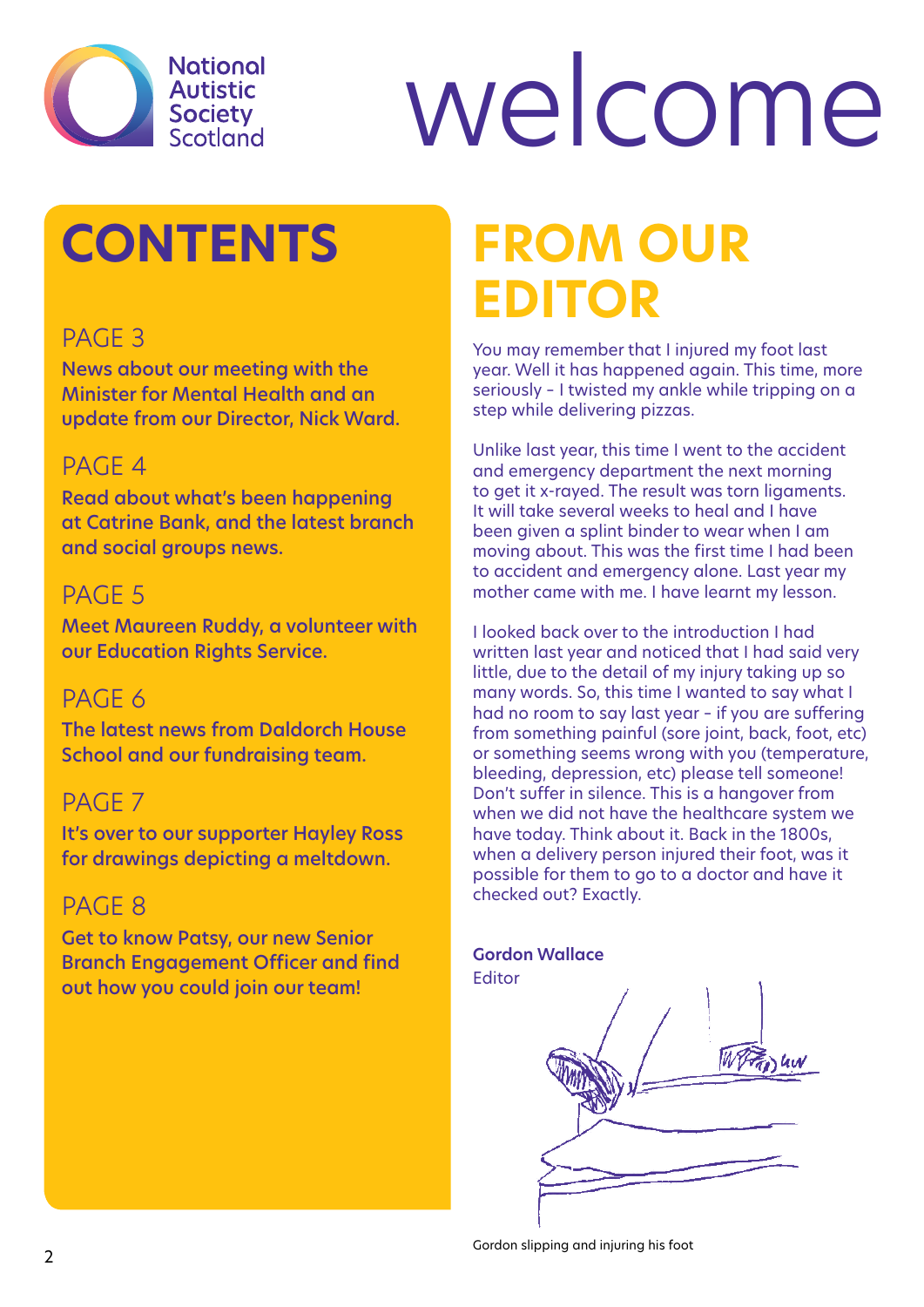National Autistic Society Scotland

# welcome

## CONTENTS

### PAGE 3

**News about our meeting with the Minister for Mental Health and an update from our Director, Nick Ward.**

### PAGE 4

**Read about what's been happening at Catrine Bank, and the latest branch and social groups news.**

### PAGE 5

**Meet Maureen Ruddy, a volunteer with our Education Rights Service.**

### PAGE 6

**The latest news from Daldorch House School and our fundraising team.**

### PAGE 7

**It's over to our supporter Hayley Ross for drawings depicting a meltdown.**

### PAGE 8

**Get to know Patsy, our new Senior Branch Engagement Officer and find out how you could join our team!**

## FROM OUR EDITOR

You may remember that I injured my foot last year. Well it has happened again. This time, more seriously – I twisted my ankle while tripping on a step while delivering pizzas.

Unlike last year, this time I went to the accident and emergency department the next morning to get it x-rayed. The result was torn ligaments. It will take several weeks to heal and I have been given a splint binder to wear when I am moving about. This was the first time I had been to accident and emergency alone. Last year my mother came with me. I have learnt my lesson.

I looked back over to the introduction I had written last year and noticed that I had said very little, due to the detail of my injury taking up so many words. So, this time I wanted to say what I had no room to say last year – if you are suffering from something painful (sore joint, back, foot, etc) or something seems wrong with you (temperature, bleeding, depression, etc) please tell someone! Don't suffer in silence. This is a hangover from when we did not have the healthcare system we have today. Think about it. Back in the 1800s, when a delivery person injured their foot, was it possible for them to go to a doctor and have it checked out? Exactly.

**Gordon Wallace**
Editor

Gordon slipping and injuring his foot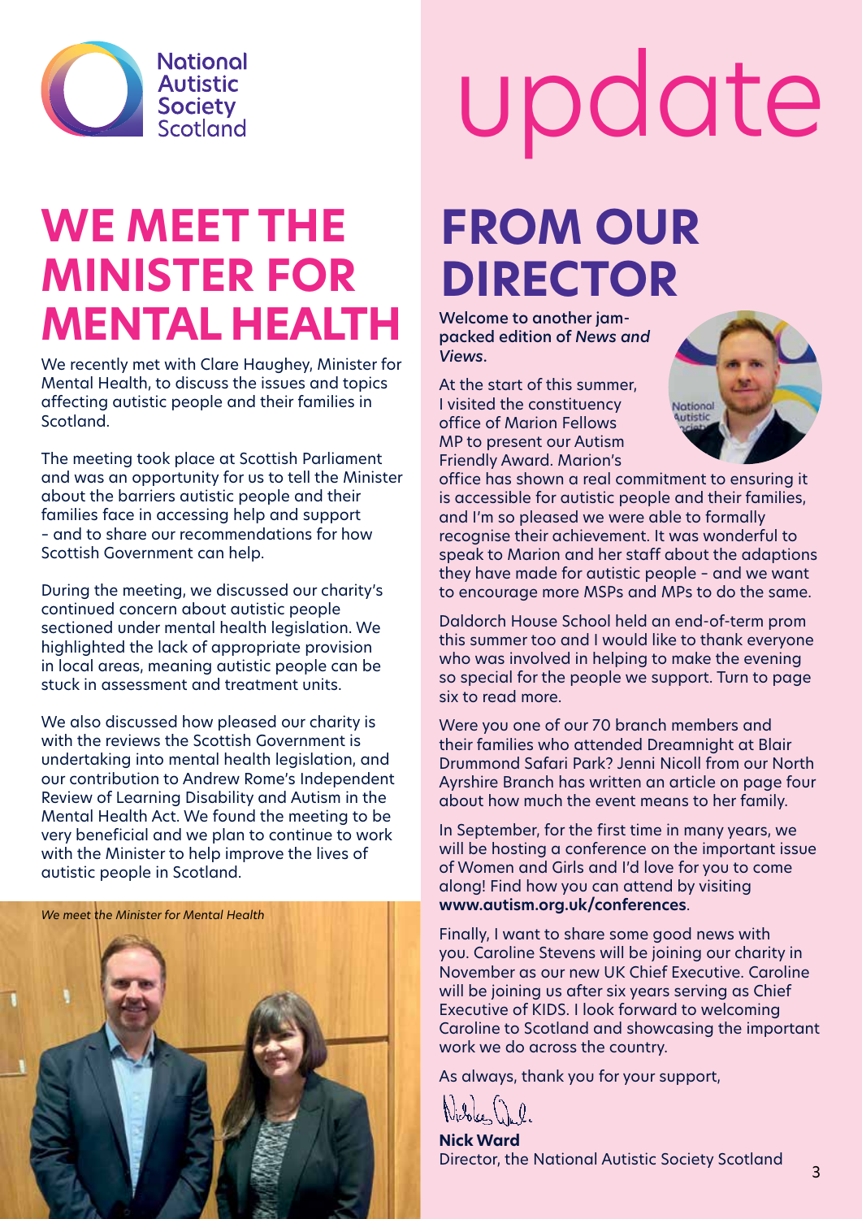# WE MEET THE MINISTER FOR MENTAL HEALTH

We recently met with Clare Haughey, Minister for Mental Health, to discuss the issues and topics affecting autistic people and their families in Scotland.

The meeting took place at Scottish Parliament and was an opportunity for us to tell the Minister about the barriers autistic people and their families face in accessing help and support – and to share our recommendations for how Scottish Government can help.

During the meeting, we discussed our charity's continued concern about autistic people sectioned under mental health legislation. We highlighted the lack of appropriate provision in local areas, meaning autistic people can be stuck in assessment and treatment units.

We also discussed how pleased our charity is with the reviews the Scottish Government is undertaking into mental health legislation, and our contribution to Andrew Rome's Independent Review of Learning Disability and Autism in the Mental Health Act. We found the meeting to be very beneficial and we plan to continue to work with the Minister to help improve the lives of autistic people in Scotland.

*We meet the Minister for Mental Health*

# update FROM OUR DIRECTOR

**Welcome to another jam-packed edition of *News and Views*.**

At the start of this summer, I visited the constituency office of Marion Fellows MP to present our Autism Friendly Award. Marion's office has shown a real commitment to ensuring it is accessible for autistic people and their families, and I'm so pleased we were able to formally recognise their achievement. It was wonderful to speak to Marion and her staff about the adaptions they have made for autistic people – and we want to encourage more MSPs and MPs to do the same.

Daldorch House School held an end-of-term prom this summer too and I would like to thank everyone who was involved in helping to make the evening so special for the people we support. Turn to page six to read more.

Were you one of our 70 branch members and their families who attended Dreamnight at Blair Drummond Safari Park? Jenni Nicoll from our North Ayrshire Branch has written an article on page four about how much the event means to her family.

In September, for the first time in many years, we will be hosting a conference on the important issue of Women and Girls and I'd love for you to come along! Find how you can attend by visiting **www.autism.org.uk/conferences**.

Finally, I want to share some good news with you. Caroline Stevens will be joining our charity in November as our new UK Chief Executive. Caroline will be joining us after six years serving as Chief Executive of KIDS. I look forward to welcoming Caroline to Scotland and showcasing the important work we do across the country.

As always, thank you for your support,

**Nick Ward**
Director, the National Autistic Society Scotland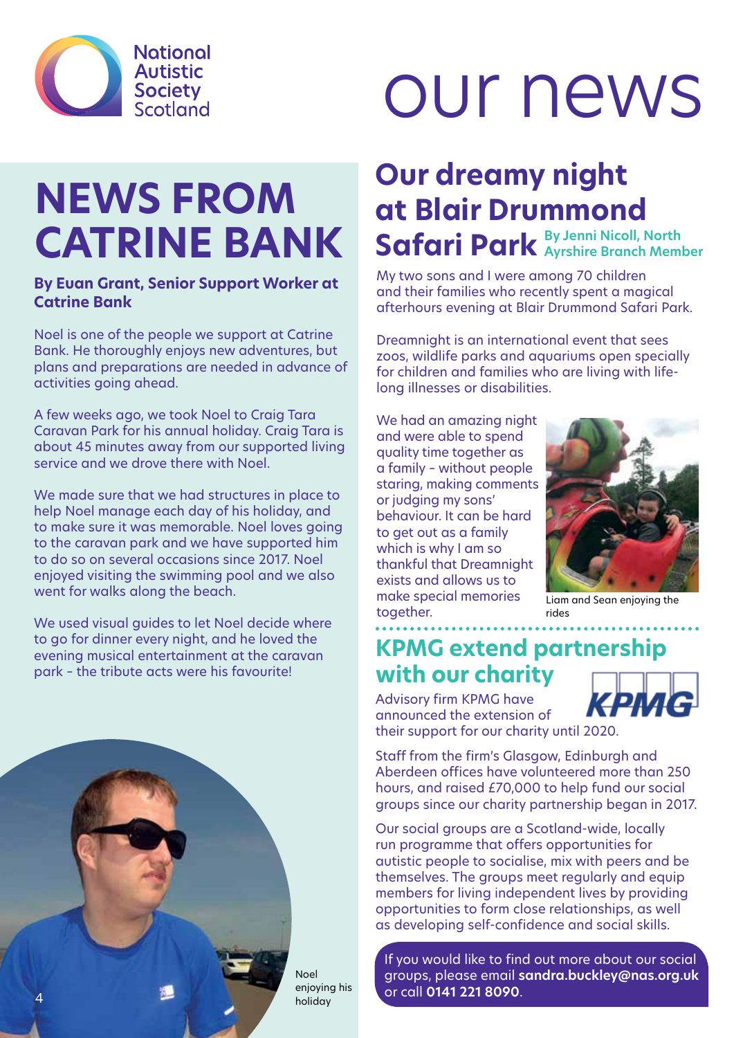# our news

## NEWS FROM CATRINE BANK

**By Euan Grant, Senior Support Worker at Catrine Bank**

Noel is one of the people we support at Catrine Bank. He thoroughly enjoys new adventures, but plans and preparations are needed in advance of activities going ahead.

A few weeks ago, we took Noel to Craig Tara Caravan Park for his annual holiday. Craig Tara is about 45 minutes away from our supported living service and we drove there with Noel.

We made sure that we had structures in place to help Noel manage each day of his holiday, and to make sure it was memorable. Noel loves going to the caravan park and we have supported him to do so on several occasions since 2017. Noel enjoyed visiting the swimming pool and we also went for walks along the beach.

We used visual guides to let Noel decide where to go for dinner every night, and he loved the evening musical entertainment at the caravan park – the tribute acts were his favourite!

Noel enjoying his holiday

## Our dreamy night at Blair Drummond Safari Park

**By Jenni Nicoll, North Ayrshire Branch Member**

My two sons and I were among 70 children and their families who recently spent a magical afterhours evening at Blair Drummond Safari Park.

Dreamnight is an international event that sees zoos, wildlife parks and aquariums open specially for children and families who are living with life-long illnesses or disabilities.

We had an amazing night and were able to spend quality time together as a family – without people staring, making comments or judging my sons' behaviour. It can be hard to get out as a family which is why I am so thankful that Dreamnight exists and allows us to make special memories together.

Liam and Sean enjoying the rides

## KPMG extend partnership with our charity

Advisory firm KPMG have announced the extension of their support for our charity until 2020.

Staff from the firm's Glasgow, Edinburgh and Aberdeen offices have volunteered more than 250 hours, and raised £70,000 to help fund our social groups since our charity partnership began in 2017.

Our social groups are a Scotland-wide, locally run programme that offers opportunities for autistic people to socialise, mix with peers and be themselves. The groups meet regularly and equip members for living independent lives by providing opportunities to form close relationships, as well as developing self-confidence and social skills.

If you would like to find out more about our social groups, please email **sandra.buckley@nas.org.uk** or call **0141 221 8090**.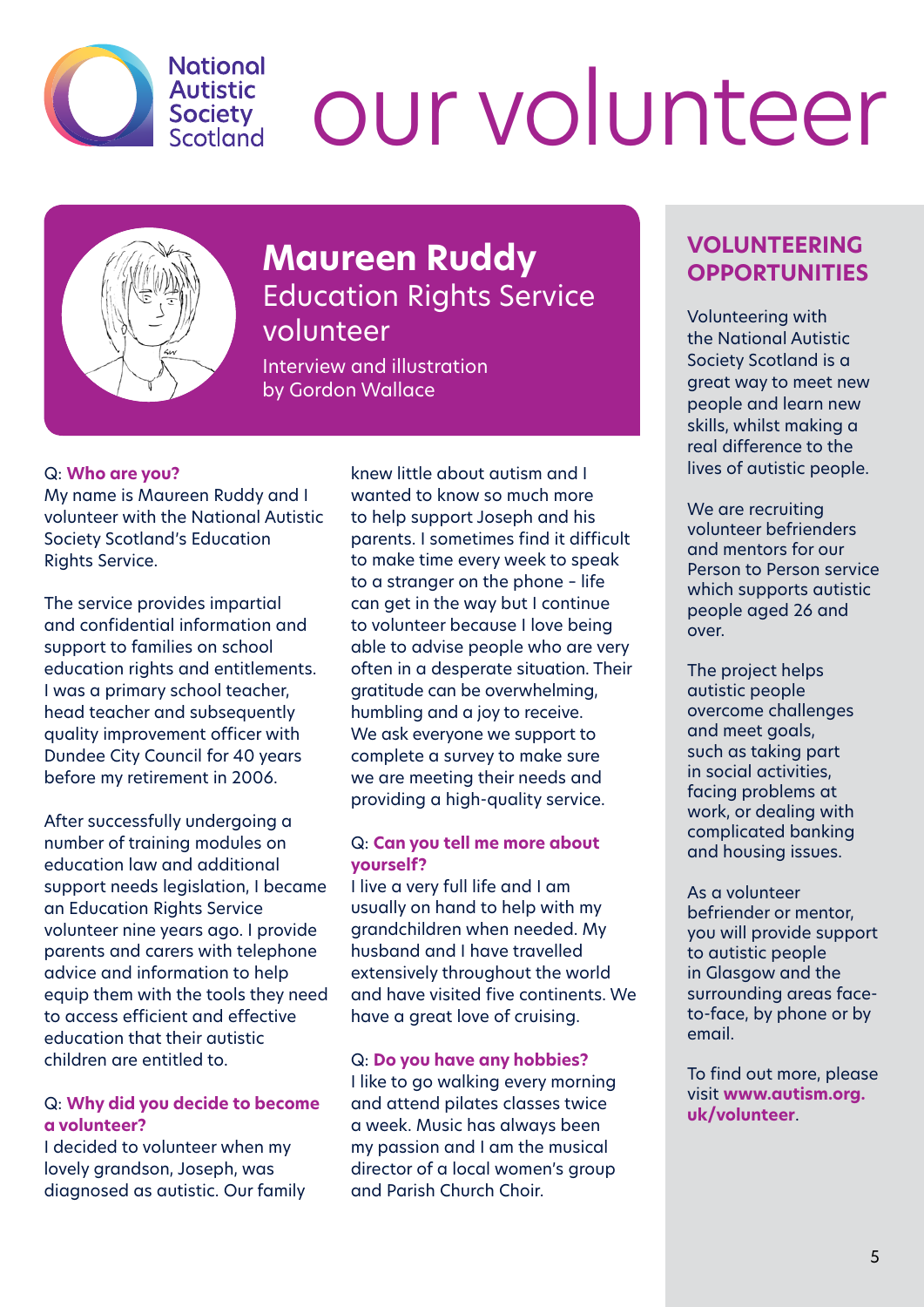# our volunteer

## Maureen Ruddy

### Education Rights Service volunteer

Interview and illustration by Gordon Wallace

Q: **Who are you?**

My name is Maureen Ruddy and I volunteer with the National Autistic Society Scotland's Education Rights Service.

The service provides impartial and confidential information and support to families on school education rights and entitlements. I was a primary school teacher, head teacher and subsequently quality improvement officer with Dundee City Council for 40 years before my retirement in 2006.

After successfully undergoing a number of training modules on education law and additional support needs legislation, I became an Education Rights Service volunteer nine years ago. I provide parents and carers with telephone advice and information to help equip them with the tools they need to access efficient and effective education that their autistic children are entitled to.

Q: **Why did you decide to become a volunteer?**

I decided to volunteer when my lovely grandson, Joseph, was diagnosed as autistic. Our family knew little about autism and I wanted to know so much more to help support Joseph and his parents. I sometimes find it difficult to make time every week to speak to a stranger on the phone - life can get in the way but I continue to volunteer because I love being able to advise people who are very often in a desperate situation. Their gratitude can be overwhelming, humbling and a joy to receive. We ask everyone we support to complete a survey to make sure we are meeting their needs and providing a high-quality service.

Q: **Can you tell me more about yourself?**

I live a very full life and I am usually on hand to help with my grandchildren when needed. My husband and I have travelled extensively throughout the world and have visited five continents. We have a great love of cruising.

Q: **Do you have any hobbies?**

I like to go walking every morning and attend pilates classes twice a week. Music has always been my passion and I am the musical director of a local women's group and Parish Church Choir.

## VOLUNTEERING OPPORTUNITIES

Volunteering with the National Autistic Society Scotland is a great way to meet new people and learn new skills, whilst making a real difference to the lives of autistic people.

We are recruiting volunteer befrienders and mentors for our Person to Person service which supports autistic people aged 26 and over.

The project helps autistic people overcome challenges and meet goals, such as taking part in social activities, facing problems at work, or dealing with complicated banking and housing issues.

As a volunteer befriender or mentor, you will provide support to autistic people in Glasgow and the surrounding areas face-to-face, by phone or by email.

To find out more, please visit **www.autism.org.uk/volunteer**.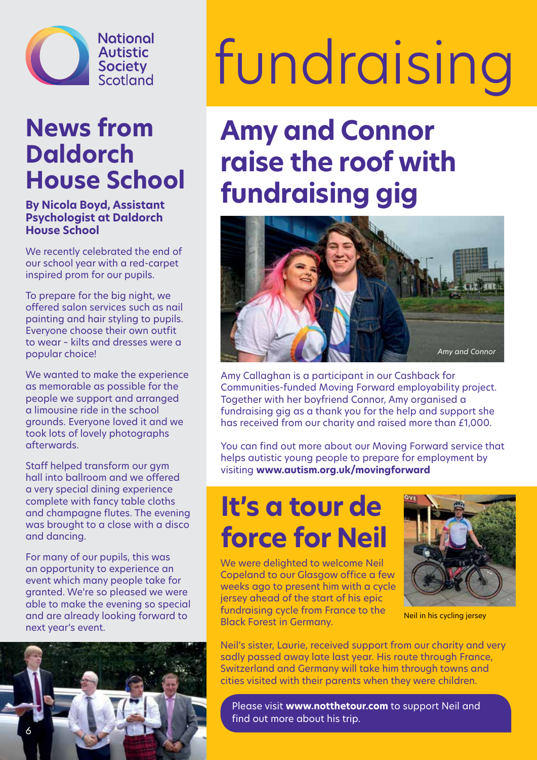National Autistic Society Scotland

# fundraising

## News from Daldorch House School

**By Nicola Boyd, Assistant Psychologist at Daldorch House School**

We recently celebrated the end of our school year with a red-carpet inspired prom for our pupils.

To prepare for the big night, we offered salon services such as nail painting and hair styling to pupils. Everyone choose their own outfit to wear – kilts and dresses were a popular choice!

We wanted to make the experience as memorable as possible for the people we support and arranged a limousine ride in the school grounds. Everyone loved it and we took lots of lovely photographs afterwards.

Staff helped transform our gym hall into ballroom and we offered a very special dining experience complete with fancy table cloths and champagne flutes. The evening was brought to a close with a disco and dancing.

For many of our pupils, this was an opportunity to experience an event which many people take for granted. We're so pleased we were able to make the evening so special and are already looking forward to next year's event.

## Amy and Connor raise the roof with fundraising gig

*Amy and Connor*

Amy Callaghan is a participant in our Cashback for Communities-funded Moving Forward employability project. Together with her boyfriend Connor, Amy organised a fundraising gig as a thank you for the help and support she has received from our charity and raised more than £1,000.

You can find out more about our Moving Forward service that helps autistic young people to prepare for employment by visiting **www.autism.org.uk/movingforward**

## It's a tour de force for Neil

We were delighted to welcome Neil Copeland to our Glasgow office a few weeks ago to present him with a cycle jersey ahead of the start of his epic fundraising cycle from France to the Black Forest in Germany.

Neil in his cycling jersey

Neil's sister, Laurie, received support from our charity and very sadly passed away late last year. His route through France, Switzerland and Germany will take him through towns and cities visited with their parents when they were children.

Please visit **www.notthetour.com** to support Neil and find out more about his trip.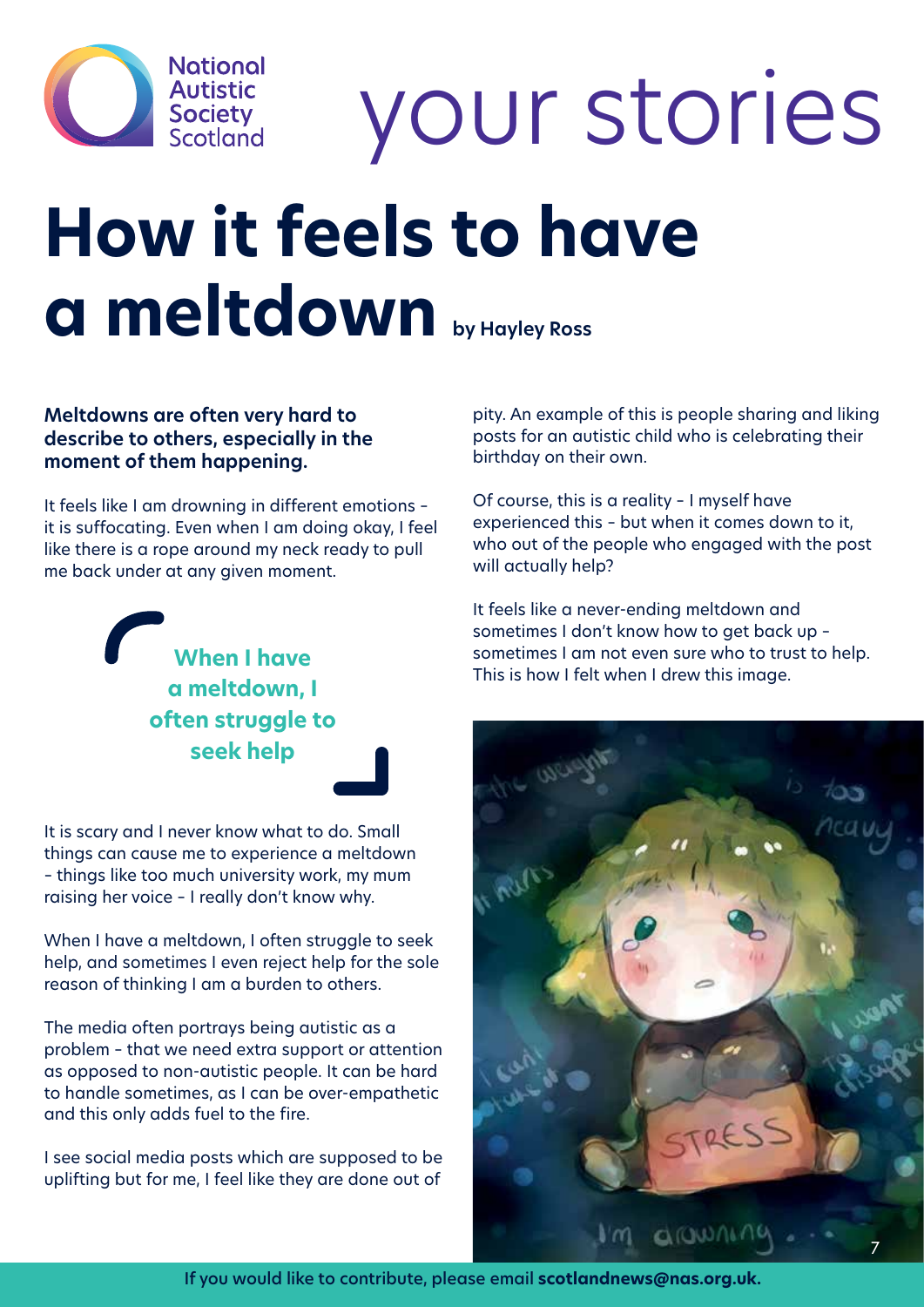National Autistic Society Scotland

your stories

# How it feels to have a meltdown

**by Hayley Ross**

**Meltdowns are often very hard to describe to others, especially in the moment of them happening.**

It feels like I am drowning in different emotions - it is suffocating. Even when I am doing okay, I feel like there is a rope around my neck ready to pull me back under at any given moment.

> **When I have a meltdown, I often struggle to seek help**

It is scary and I never know what to do. Small things can cause me to experience a meltdown - things like too much university work, my mum raising her voice - I really don't know why.

When I have a meltdown, I often struggle to seek help, and sometimes I even reject help for the sole reason of thinking I am a burden to others.

The media often portrays being autistic as a problem - that we need extra support or attention as opposed to non-autistic people. It can be hard to handle sometimes, as I can be over-empathetic and this only adds fuel to the fire.

I see social media posts which are supposed to be uplifting but for me, I feel like they are done out of pity. An example of this is people sharing and liking posts for an autistic child who is celebrating their birthday on their own.

Of course, this is a reality - I myself have experienced this - but when it comes down to it, who out of the people who engaged with the post will actually help?

It feels like a never-ending meltdown and sometimes I don't know how to get back up - sometimes I am not even sure who to trust to help. This is how I felt when I drew this image.

If you would like to contribute, please email **scotlandnews@nas.org.uk.**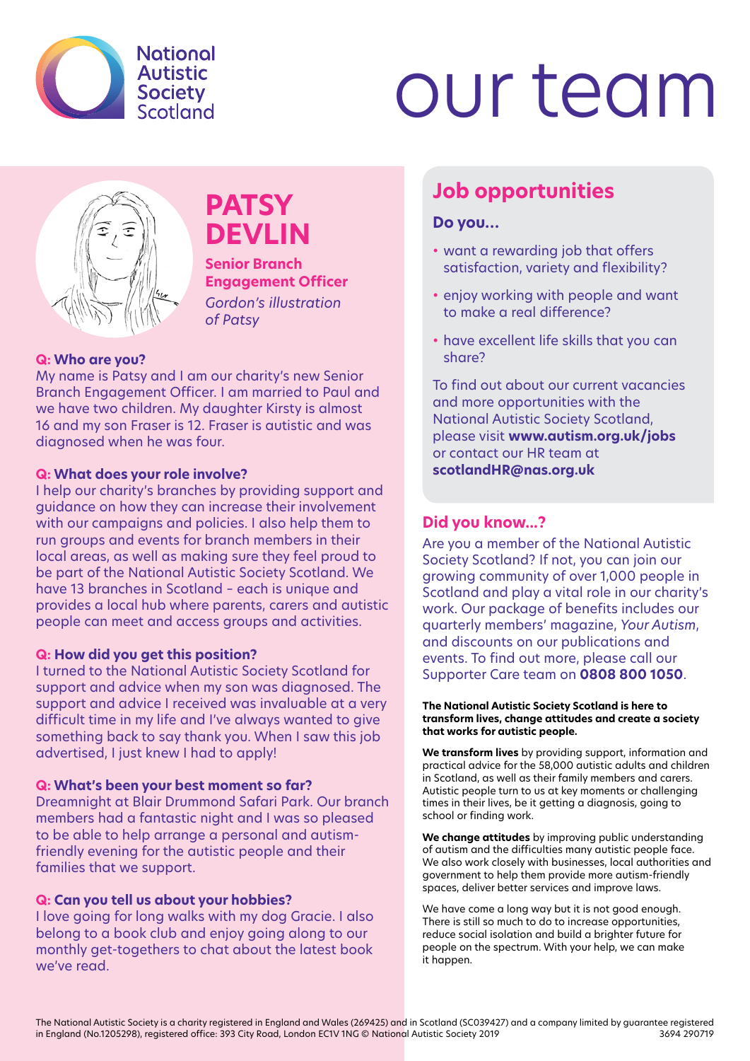National Autistic Society Scotland

# our team

## PATSY DEVLIN

**Senior Branch Engagement Officer**

*Gordon's illustration of Patsy*

**Q: Who are you?**
My name is Patsy and I am our charity's new Senior Branch Engagement Officer. I am married to Paul and we have two children. My daughter Kirsty is almost 16 and my son Fraser is 12. Fraser is autistic and was diagnosed when he was four.

**Q: What does your role involve?**
I help our charity's branches by providing support and guidance on how they can increase their involvement with our campaigns and policies. I also help them to run groups and events for branch members in their local areas, as well as making sure they feel proud to be part of the National Autistic Society Scotland. We have 13 branches in Scotland – each is unique and provides a local hub where parents, carers and autistic people can meet and access groups and activities.

**Q: How did you get this position?**
I turned to the National Autistic Society Scotland for support and advice when my son was diagnosed. The support and advice I received was invaluable at a very difficult time in my life and I've always wanted to give something back to say thank you. When I saw this job advertised, I just knew I had to apply!

**Q: What's been your best moment so far?**
Dreamnight at Blair Drummond Safari Park. Our branch members had a fantastic night and I was so pleased to be able to help arrange a personal and autism-friendly evening for the autistic people and their families that we support.

**Q: Can you tell us about your hobbies?**
I love going for long walks with my dog Gracie. I also belong to a book club and enjoy going along to our monthly get-togethers to chat about the latest book we've read.

## Job opportunities

**Do you...**

- want a rewarding job that offers satisfaction, variety and flexibility?
- enjoy working with people and want to make a real difference?
- have excellent life skills that you can share?

To find out about our current vacancies and more opportunities with the National Autistic Society Scotland, please visit **www.autism.org.uk/jobs** or contact our HR team at **scotlandHR@nas.org.uk**

## Did you know...?

Are you a member of the National Autistic Society Scotland? If not, you can join our growing community of over 1,000 people in Scotland and play a vital role in our charity's work. Our package of benefits includes our quarterly members' magazine, *Your Autism*, and discounts on our publications and events. To find out more, please call our Supporter Care team on **0808 800 1050**.

**The National Autistic Society Scotland is here to transform lives, change attitudes and create a society that works for autistic people.**

**We transform lives** by providing support, information and practical advice for the 58,000 autistic adults and children in Scotland, as well as their family members and carers. Autistic people turn to us at key moments or challenging times in their lives, be it getting a diagnosis, going to school or finding work.

**We change attitudes** by improving public understanding of autism and the difficulties many autistic people face. We also work closely with businesses, local authorities and government to help them provide more autism-friendly spaces, deliver better services and improve laws.

We have come a long way but it is not good enough. There is still so much to do to increase opportunities, reduce social isolation and build a brighter future for people on the spectrum. With your help, we can make it happen.

The National Autistic Society is a charity registered in England and Wales (269425) and in Scotland (SC039427) and a company limited by guarantee registered in England (No.1205298), registered office: 393 City Road, London EC1V 1NG © National Autistic Society 2019 3694 290719